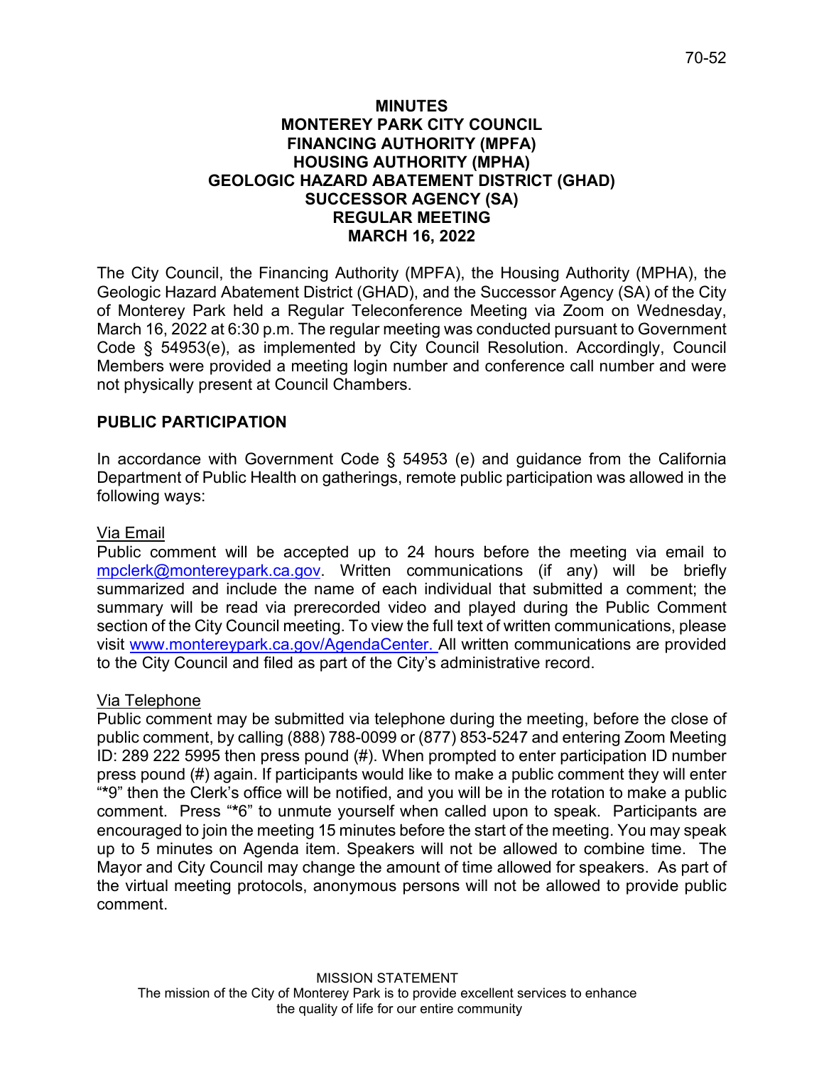# MINUTES
# MONTEREY PARK CITY COUNCIL
# FINANCING AUTHORITY (MPFA)
# HOUSING AUTHORITY (MPHA)
# GEOLOGIC HAZARD ABATEMENT DISTRICT (GHAD)
# SUCCESSOR AGENCY (SA)
# REGULAR MEETING
# MARCH 16, 2022

The City Council, the Financing Authority (MPFA), the Housing Authority (MPHA), the Geologic Hazard Abatement District (GHAD), and the Successor Agency (SA) of the City of Monterey Park held a Regular Teleconference Meeting via Zoom on Wednesday, March 16, 2022 at 6:30 p.m. The regular meeting was conducted pursuant to Government Code § 54953(e), as implemented by City Council Resolution. Accordingly, Council Members were provided a meeting login number and conference call number and were not physically present at Council Chambers.

## PUBLIC PARTICIPATION

In accordance with Government Code § 54953 (e) and guidance from the California Department of Public Health on gatherings, remote public participation was allowed in the following ways:

Via Email

Public comment will be accepted up to 24 hours before the meeting via email to mpclerk@montereypark.ca.gov. Written communications (if any) will be briefly summarized and include the name of each individual that submitted a comment; the summary will be read via prerecorded video and played during the Public Comment section of the City Council meeting. To view the full text of written communications, please visit www.montereypark.ca.gov/AgendaCenter. All written communications are provided to the City Council and filed as part of the City's administrative record.

Via Telephone

Public comment may be submitted via telephone during the meeting, before the close of public comment, by calling (888) 788-0099 or (877) 853-5247 and entering Zoom Meeting ID: 289 222 5995 then press pound (#). When prompted to enter participation ID number press pound (#) again. If participants would like to make a public comment they will enter "*9" then the Clerk's office will be notified, and you will be in the rotation to make a public comment. Press "*6" to unmute yourself when called upon to speak. Participants are encouraged to join the meeting 15 minutes before the start of the meeting. You may speak up to 5 minutes on Agenda item. Speakers will not be allowed to combine time. The Mayor and City Council may change the amount of time allowed for speakers. As part of the virtual meeting protocols, anonymous persons will not be allowed to provide public comment.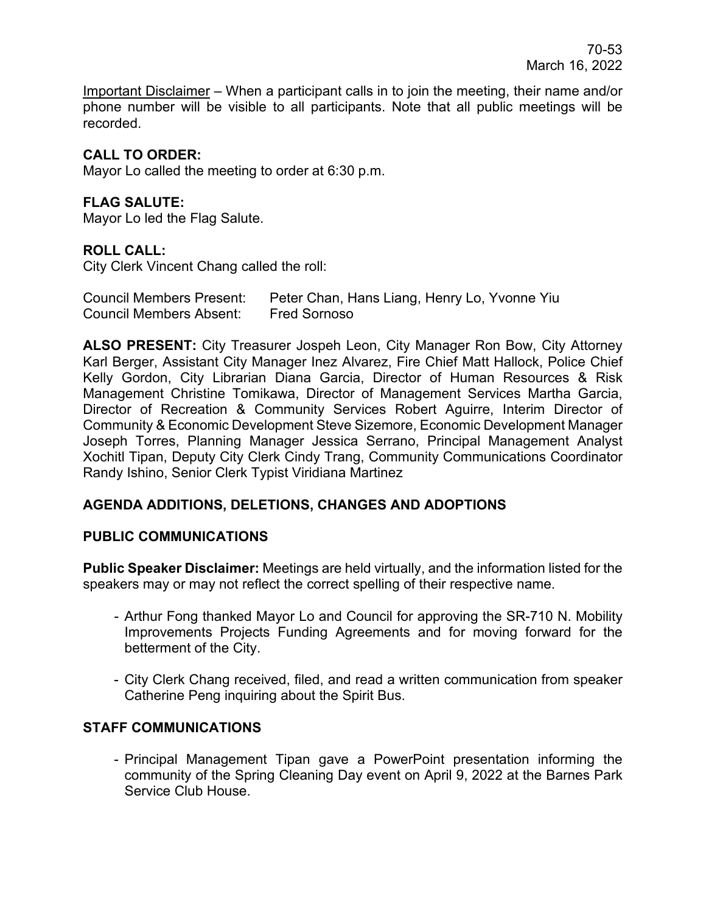Important Disclaimer – When a participant calls in to join the meeting, their name and/or phone number will be visible to all participants. Note that all public meetings will be recorded.

**CALL TO ORDER:**
Mayor Lo called the meeting to order at 6:30 p.m.

**FLAG SALUTE:**
Mayor Lo led the Flag Salute.

**ROLL CALL:**
City Clerk Vincent Chang called the roll:

Council Members Present: Peter Chan, Hans Liang, Henry Lo, Yvonne Yiu
Council Members Absent: Fred Sornoso

**ALSO PRESENT:** City Treasurer Jospeh Leon, City Manager Ron Bow, City Attorney Karl Berger, Assistant City Manager Inez Alvarez, Fire Chief Matt Hallock, Police Chief Kelly Gordon, City Librarian Diana Garcia, Director of Human Resources & Risk Management Christine Tomikawa, Director of Management Services Martha Garcia, Director of Recreation & Community Services Robert Aguirre, Interim Director of Community & Economic Development Steve Sizemore, Economic Development Manager Joseph Torres, Planning Manager Jessica Serrano, Principal Management Analyst Xochitl Tipan, Deputy City Clerk Cindy Trang, Community Communications Coordinator Randy Ishino, Senior Clerk Typist Viridiana Martinez

**AGENDA ADDITIONS, DELETIONS, CHANGES AND ADOPTIONS**

**PUBLIC COMMUNICATIONS**

**Public Speaker Disclaimer:** Meetings are held virtually, and the information listed for the speakers may or may not reflect the correct spelling of their respective name.

- Arthur Fong thanked Mayor Lo and Council for approving the SR-710 N. Mobility Improvements Projects Funding Agreements and for moving forward for the betterment of the City.

- City Clerk Chang received, filed, and read a written communication from speaker Catherine Peng inquiring about the Spirit Bus.

**STAFF COMMUNICATIONS**

- Principal Management Tipan gave a PowerPoint presentation informing the community of the Spring Cleaning Day event on April 9, 2022 at the Barnes Park Service Club House.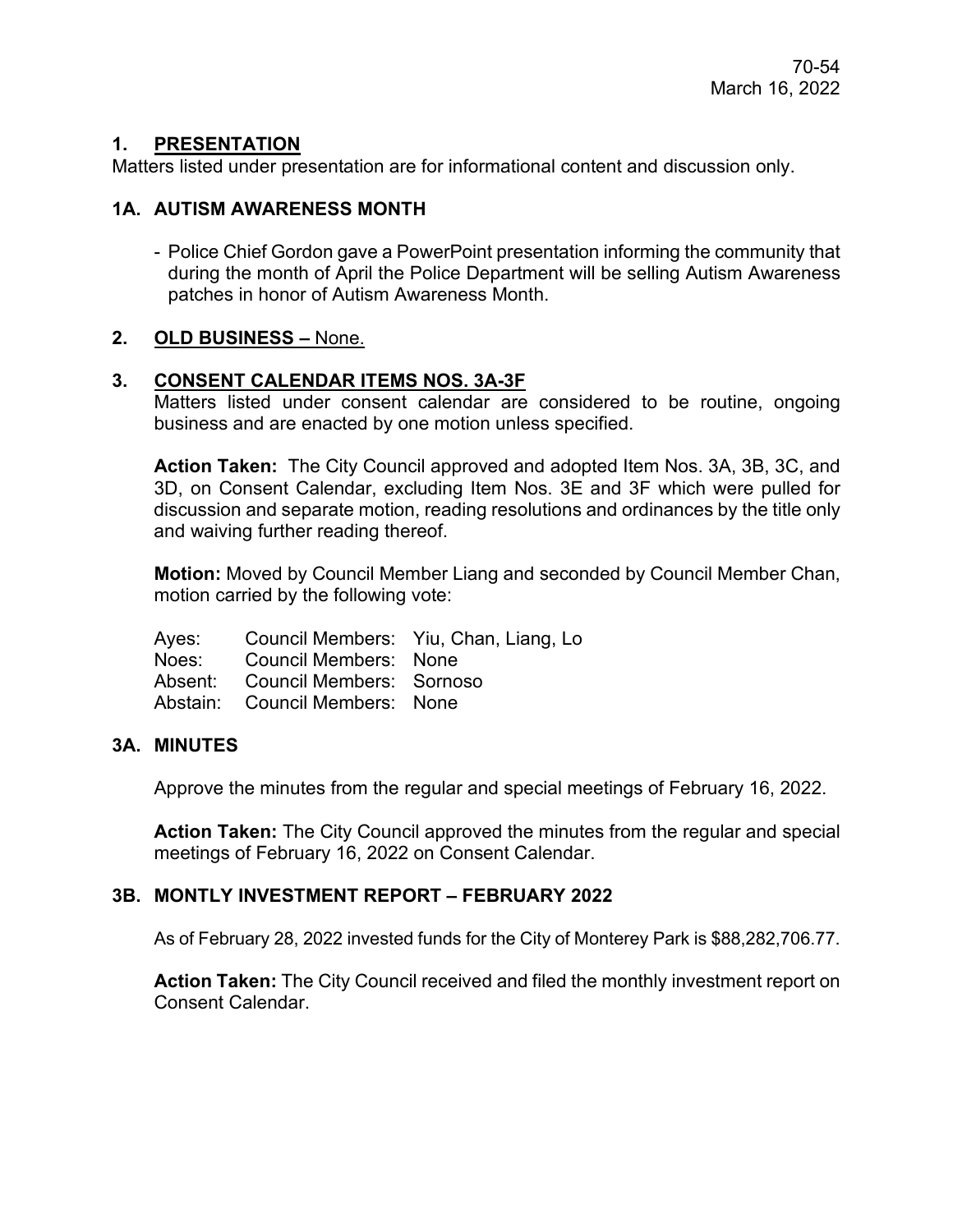## 1. PRESENTATION

Matters listed under presentation are for informational content and discussion only.

### 1A. AUTISM AWARENESS MONTH

- Police Chief Gordon gave a PowerPoint presentation informing the community that during the month of April the Police Department will be selling Autism Awareness patches in honor of Autism Awareness Month.

## 2. OLD BUSINESS – None.

## 3. CONSENT CALENDAR ITEMS NOS. 3A-3F

Matters listed under consent calendar are considered to be routine, ongoing business and are enacted by one motion unless specified.

**Action Taken:** The City Council approved and adopted Item Nos. 3A, 3B, 3C, and 3D, on Consent Calendar, excluding Item Nos. 3E and 3F which were pulled for discussion and separate motion, reading resolutions and ordinances by the title only and waiving further reading thereof.

**Motion:** Moved by Council Member Liang and seconded by Council Member Chan, motion carried by the following vote:

| | | |
|---|---|---|
| Ayes: | Council Members: | Yiu, Chan, Liang, Lo |
| Noes: | Council Members: | None |
| Absent: | Council Members: | Sornoso |
| Abstain: | Council Members: | None |

### 3A. MINUTES

Approve the minutes from the regular and special meetings of February 16, 2022.

**Action Taken:** The City Council approved the minutes from the regular and special meetings of February 16, 2022 on Consent Calendar.

### 3B. MONTLY INVESTMENT REPORT – FEBRUARY 2022

As of February 28, 2022 invested funds for the City of Monterey Park is $88,282,706.77.

**Action Taken:** The City Council received and filed the monthly investment report on Consent Calendar.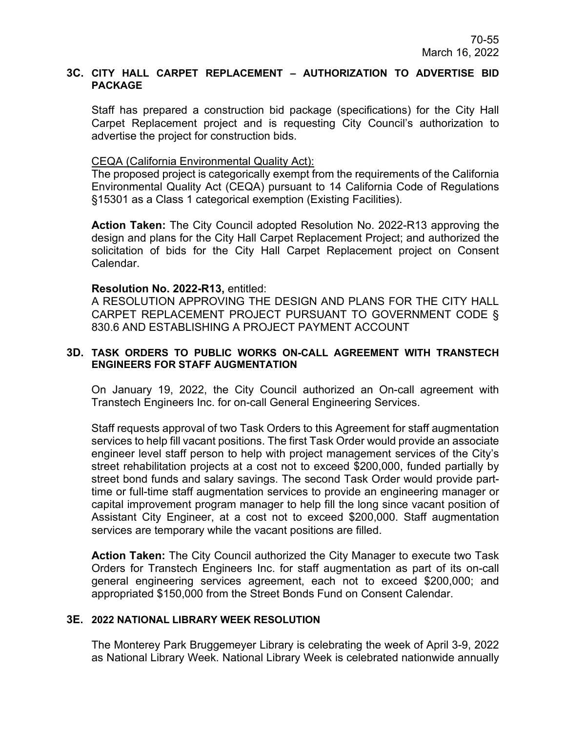### 3C. CITY HALL CARPET REPLACEMENT – AUTHORIZATION TO ADVERTISE BID PACKAGE

Staff has prepared a construction bid package (specifications) for the City Hall Carpet Replacement project and is requesting City Council's authorization to advertise the project for construction bids.

CEQA (California Environmental Quality Act):
The proposed project is categorically exempt from the requirements of the California Environmental Quality Act (CEQA) pursuant to 14 California Code of Regulations §15301 as a Class 1 categorical exemption (Existing Facilities).

**Action Taken:** The City Council adopted Resolution No. 2022-R13 approving the design and plans for the City Hall Carpet Replacement Project; and authorized the solicitation of bids for the City Hall Carpet Replacement project on Consent Calendar.

**Resolution No. 2022-R13,** entitled:
A RESOLUTION APPROVING THE DESIGN AND PLANS FOR THE CITY HALL CARPET REPLACEMENT PROJECT PURSUANT TO GOVERNMENT CODE § 830.6 AND ESTABLISHING A PROJECT PAYMENT ACCOUNT

### 3D. TASK ORDERS TO PUBLIC WORKS ON-CALL AGREEMENT WITH TRANSTECH ENGINEERS FOR STAFF AUGMENTATION

On January 19, 2022, the City Council authorized an On-call agreement with Transtech Engineers Inc. for on-call General Engineering Services.

Staff requests approval of two Task Orders to this Agreement for staff augmentation services to help fill vacant positions. The first Task Order would provide an associate engineer level staff person to help with project management services of the City's street rehabilitation projects at a cost not to exceed $200,000, funded partially by street bond funds and salary savings. The second Task Order would provide part-time or full-time staff augmentation services to provide an engineering manager or capital improvement program manager to help fill the long since vacant position of Assistant City Engineer, at a cost not to exceed $200,000. Staff augmentation services are temporary while the vacant positions are filled.

**Action Taken:** The City Council authorized the City Manager to execute two Task Orders for Transtech Engineers Inc. for staff augmentation as part of its on-call general engineering services agreement, each not to exceed $200,000; and appropriated $150,000 from the Street Bonds Fund on Consent Calendar.

### 3E. 2022 NATIONAL LIBRARY WEEK RESOLUTION

The Monterey Park Bruggemeyer Library is celebrating the week of April 3-9, 2022 as National Library Week. National Library Week is celebrated nationwide annually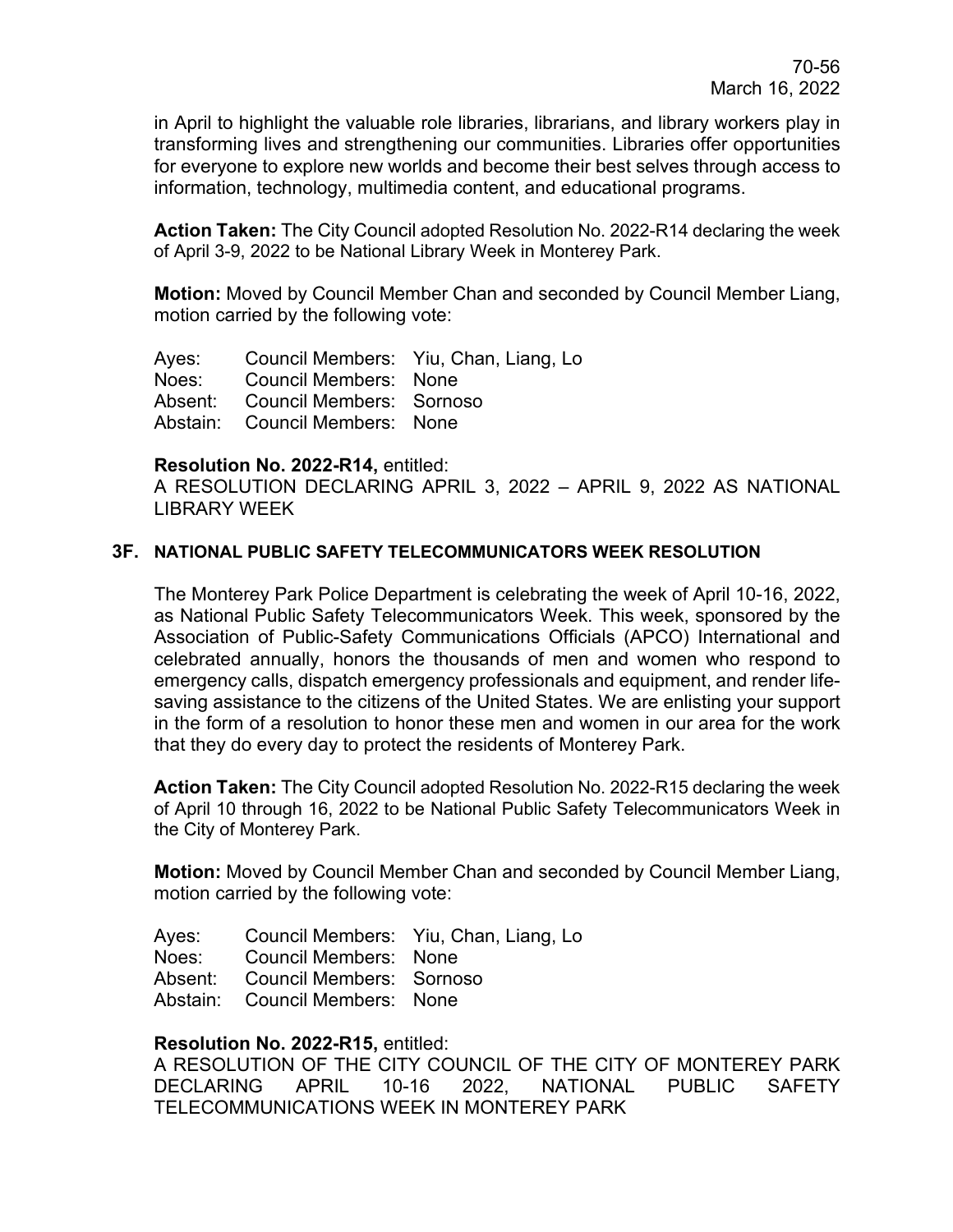in April to highlight the valuable role libraries, librarians, and library workers play in transforming lives and strengthening our communities. Libraries offer opportunities for everyone to explore new worlds and become their best selves through access to information, technology, multimedia content, and educational programs.

**Action Taken:** The City Council adopted Resolution No. 2022-R14 declaring the week of April 3-9, 2022 to be National Library Week in Monterey Park.

**Motion:** Moved by Council Member Chan and seconded by Council Member Liang, motion carried by the following vote:

| | | |
|---|---|---|
| Ayes: | Council Members: | Yiu, Chan, Liang, Lo |
| Noes: | Council Members: | None |
| Absent: | Council Members: | Sornoso |
| Abstain: | Council Members: | None |

**Resolution No. 2022-R14,** entitled:
A RESOLUTION DECLARING APRIL 3, 2022 – APRIL 9, 2022 AS NATIONAL LIBRARY WEEK

### 3F. NATIONAL PUBLIC SAFETY TELECOMMUNICATORS WEEK RESOLUTION

The Monterey Park Police Department is celebrating the week of April 10-16, 2022, as National Public Safety Telecommunicators Week. This week, sponsored by the Association of Public-Safety Communications Officials (APCO) International and celebrated annually, honors the thousands of men and women who respond to emergency calls, dispatch emergency professionals and equipment, and render life-saving assistance to the citizens of the United States. We are enlisting your support in the form of a resolution to honor these men and women in our area for the work that they do every day to protect the residents of Monterey Park.

**Action Taken:** The City Council adopted Resolution No. 2022-R15 declaring the week of April 10 through 16, 2022 to be National Public Safety Telecommunicators Week in the City of Monterey Park.

**Motion:** Moved by Council Member Chan and seconded by Council Member Liang, motion carried by the following vote:

| | | |
|---|---|---|
| Ayes: | Council Members: | Yiu, Chan, Liang, Lo |
| Noes: | Council Members: | None |
| Absent: | Council Members: | Sornoso |
| Abstain: | Council Members: | None |

**Resolution No. 2022-R15,** entitled:
A RESOLUTION OF THE CITY COUNCIL OF THE CITY OF MONTEREY PARK DECLARING APRIL 10-16 2022, NATIONAL PUBLIC SAFETY TELECOMMUNICATIONS WEEK IN MONTEREY PARK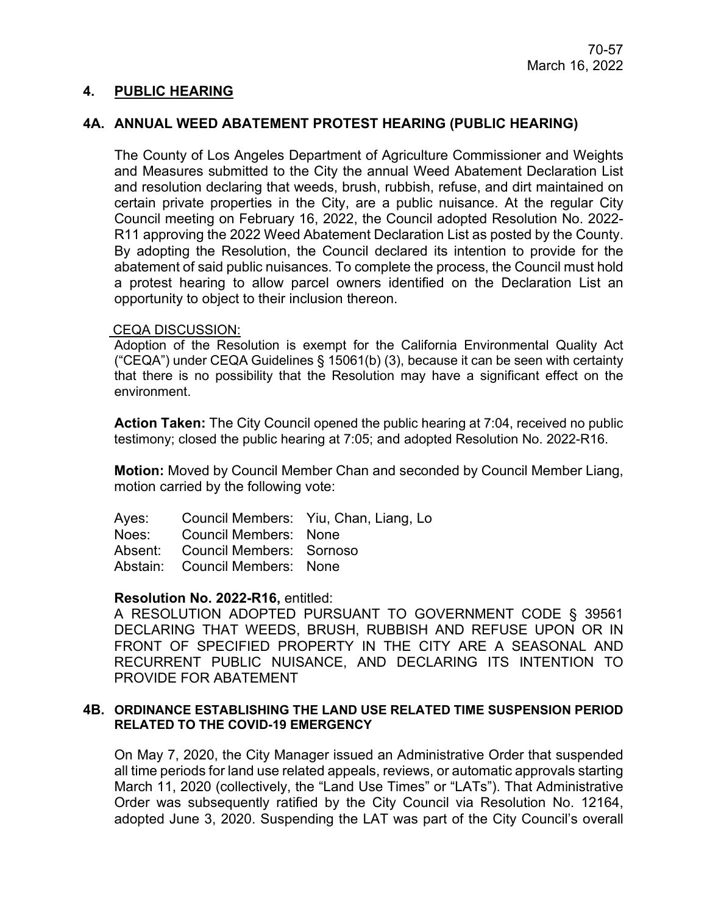## 4. PUBLIC HEARING

### 4A. ANNUAL WEED ABATEMENT PROTEST HEARING (PUBLIC HEARING)

The County of Los Angeles Department of Agriculture Commissioner and Weights and Measures submitted to the City the annual Weed Abatement Declaration List and resolution declaring that weeds, brush, rubbish, refuse, and dirt maintained on certain private properties in the City, are a public nuisance. At the regular City Council meeting on February 16, 2022, the Council adopted Resolution No. 2022-R11 approving the 2022 Weed Abatement Declaration List as posted by the County. By adopting the Resolution, the Council declared its intention to provide for the abatement of said public nuisances. To complete the process, the Council must hold a protest hearing to allow parcel owners identified on the Declaration List an opportunity to object to their inclusion thereon.

CEQA DISCUSSION:

Adoption of the Resolution is exempt for the California Environmental Quality Act ("CEQA") under CEQA Guidelines § 15061(b) (3), because it can be seen with certainty that there is no possibility that the Resolution may have a significant effect on the environment.

**Action Taken:** The City Council opened the public hearing at 7:04, received no public testimony; closed the public hearing at 7:05; and adopted Resolution No. 2022-R16.

**Motion:** Moved by Council Member Chan and seconded by Council Member Liang, motion carried by the following vote:

| | | |
|---|---|---|
| Ayes: | Council Members: | Yiu, Chan, Liang, Lo |
| Noes: | Council Members: | None |
| Absent: | Council Members: | Sornoso |
| Abstain: | Council Members: | None |

**Resolution No. 2022-R16,** entitled:

A RESOLUTION ADOPTED PURSUANT TO GOVERNMENT CODE § 39561 DECLARING THAT WEEDS, BRUSH, RUBBISH AND REFUSE UPON OR IN FRONT OF SPECIFIED PROPERTY IN THE CITY ARE A SEASONAL AND RECURRENT PUBLIC NUISANCE, AND DECLARING ITS INTENTION TO PROVIDE FOR ABATEMENT

### 4B. ORDINANCE ESTABLISHING THE LAND USE RELATED TIME SUSPENSION PERIOD RELATED TO THE COVID-19 EMERGENCY

On May 7, 2020, the City Manager issued an Administrative Order that suspended all time periods for land use related appeals, reviews, or automatic approvals starting March 11, 2020 (collectively, the "Land Use Times" or "LATs"). That Administrative Order was subsequently ratified by the City Council via Resolution No. 12164, adopted June 3, 2020. Suspending the LAT was part of the City Council's overall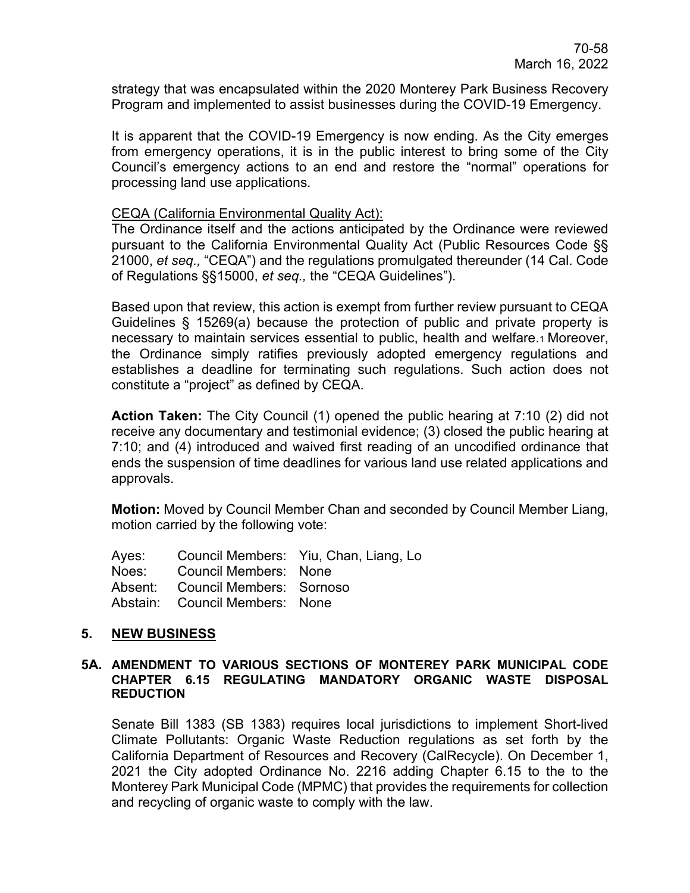strategy that was encapsulated within the 2020 Monterey Park Business Recovery Program and implemented to assist businesses during the COVID-19 Emergency.

It is apparent that the COVID-19 Emergency is now ending. As the City emerges from emergency operations, it is in the public interest to bring some of the City Council's emergency actions to an end and restore the "normal" operations for processing land use applications.

CEQA (California Environmental Quality Act):

The Ordinance itself and the actions anticipated by the Ordinance were reviewed pursuant to the California Environmental Quality Act (Public Resources Code §§ 21000, *et seq.,* "CEQA") and the regulations promulgated thereunder (14 Cal. Code of Regulations §§15000, *et seq.,* the "CEQA Guidelines").

Based upon that review, this action is exempt from further review pursuant to CEQA Guidelines § 15269(a) because the protection of public and private property is necessary to maintain services essential to public, health and welfare.[1] Moreover, the Ordinance simply ratifies previously adopted emergency regulations and establishes a deadline for terminating such regulations. Such action does not constitute a "project" as defined by CEQA.

**Action Taken:** The City Council (1) opened the public hearing at 7:10 (2) did not receive any documentary and testimonial evidence; (3) closed the public hearing at 7:10; and (4) introduced and waived first reading of an uncodified ordinance that ends the suspension of time deadlines for various land use related applications and approvals.

**Motion:** Moved by Council Member Chan and seconded by Council Member Liang, motion carried by the following vote:

| | | |
|---|---|---|
| Ayes: | Council Members: | Yiu, Chan, Liang, Lo |
| Noes: | Council Members: | None |
| Absent: | Council Members: | Sornoso |
| Abstain: | Council Members: | None |

## 5. NEW BUSINESS

### 5A. AMENDMENT TO VARIOUS SECTIONS OF MONTEREY PARK MUNICIPAL CODE CHAPTER 6.15 REGULATING MANDATORY ORGANIC WASTE DISPOSAL REDUCTION

Senate Bill 1383 (SB 1383) requires local jurisdictions to implement Short-lived Climate Pollutants: Organic Waste Reduction regulations as set forth by the California Department of Resources and Recovery (CalRecycle). On December 1, 2021 the City adopted Ordinance No. 2216 adding Chapter 6.15 to the to the Monterey Park Municipal Code (MPMC) that provides the requirements for collection and recycling of organic waste to comply with the law.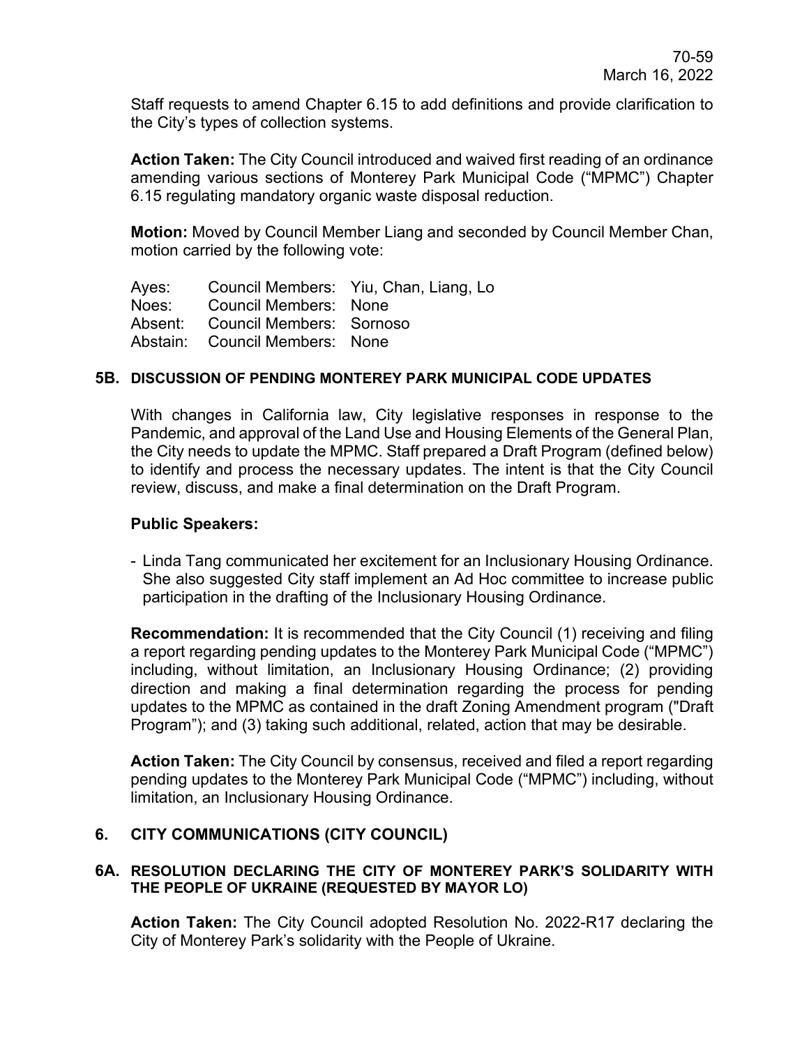Staff requests to amend Chapter 6.15 to add definitions and provide clarification to the City's types of collection systems.

**Action Taken:** The City Council introduced and waived first reading of an ordinance amending various sections of Monterey Park Municipal Code ("MPMC") Chapter 6.15 regulating mandatory organic waste disposal reduction.

**Motion:** Moved by Council Member Liang and seconded by Council Member Chan, motion carried by the following vote:

| | | |
|---|---|---|
| Ayes: | Council Members: | Yiu, Chan, Liang, Lo |
| Noes: | Council Members: | None |
| Absent: | Council Members: | Sornoso |
| Abstain: | Council Members: | None |

### 5B. DISCUSSION OF PENDING MONTEREY PARK MUNICIPAL CODE UPDATES

With changes in California law, City legislative responses in response to the Pandemic, and approval of the Land Use and Housing Elements of the General Plan, the City needs to update the MPMC. Staff prepared a Draft Program (defined below) to identify and process the necessary updates. The intent is that the City Council review, discuss, and make a final determination on the Draft Program.

**Public Speakers:**

- Linda Tang communicated her excitement for an Inclusionary Housing Ordinance. She also suggested City staff implement an Ad Hoc committee to increase public participation in the drafting of the Inclusionary Housing Ordinance.

**Recommendation:** It is recommended that the City Council (1) receiving and filing a report regarding pending updates to the Monterey Park Municipal Code ("MPMC") including, without limitation, an Inclusionary Housing Ordinance; (2) providing direction and making a final determination regarding the process for pending updates to the MPMC as contained in the draft Zoning Amendment program ("Draft Program"); and (3) taking such additional, related, action that may be desirable.

**Action Taken:** The City Council by consensus, received and filed a report regarding pending updates to the Monterey Park Municipal Code ("MPMC") including, without limitation, an Inclusionary Housing Ordinance.

## 6. CITY COMMUNICATIONS (CITY COUNCIL)

### 6A. RESOLUTION DECLARING THE CITY OF MONTEREY PARK'S SOLIDARITY WITH THE PEOPLE OF UKRAINE (REQUESTED BY MAYOR LO)

**Action Taken:** The City Council adopted Resolution No. 2022-R17 declaring the City of Monterey Park's solidarity with the People of Ukraine.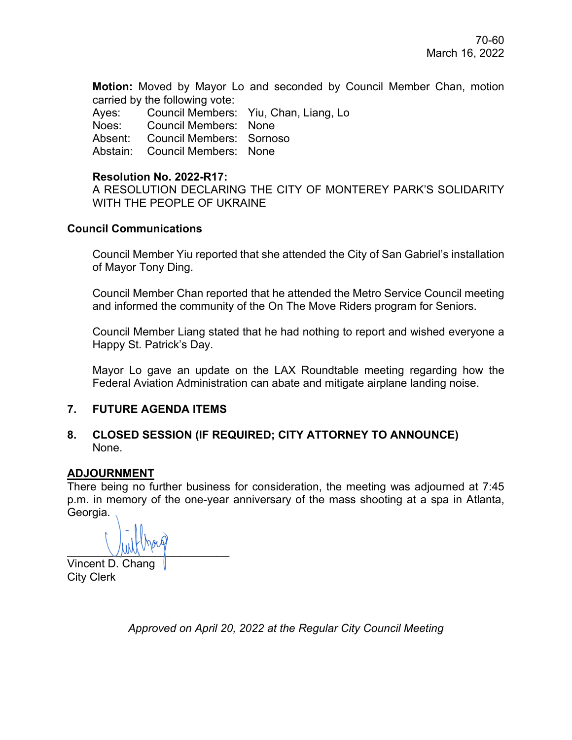**Motion:** Moved by Mayor Lo and seconded by Council Member Chan, motion carried by the following vote:

| | | |
|---|---|---|
| Ayes: | Council Members: | Yiu, Chan, Liang, Lo |
| Noes: | Council Members: | None |
| Absent: | Council Members: | Sornoso |
| Abstain: | Council Members: | None |

**Resolution No. 2022-R17:**
A RESOLUTION DECLARING THE CITY OF MONTEREY PARK'S SOLIDARITY WITH THE PEOPLE OF UKRAINE

**Council Communications**

Council Member Yiu reported that she attended the City of San Gabriel's installation of Mayor Tony Ding.

Council Member Chan reported that he attended the Metro Service Council meeting and informed the community of the On The Move Riders program for Seniors.

Council Member Liang stated that he had nothing to report and wished everyone a Happy St. Patrick's Day.

Mayor Lo gave an update on the LAX Roundtable meeting regarding how the Federal Aviation Administration can abate and mitigate airplane landing noise.

## 7. FUTURE AGENDA ITEMS

## 8. CLOSED SESSION (IF REQUIRED; CITY ATTORNEY TO ANNOUNCE)

None.

## ADJOURNMENT

There being no further business for consideration, the meeting was adjourned at 7:45 p.m. in memory of the one-year anniversary of the mass shooting at a spa in Atlanta, Georgia.

\_\_\_\_\_\_\_\_\_\_\_\_\_\_\_\_\_\_\_\_\_\_\_\_\_\_\_\_
Vincent D. Chang
City Clerk

*Approved on April 20, 2022 at the Regular City Council Meeting*